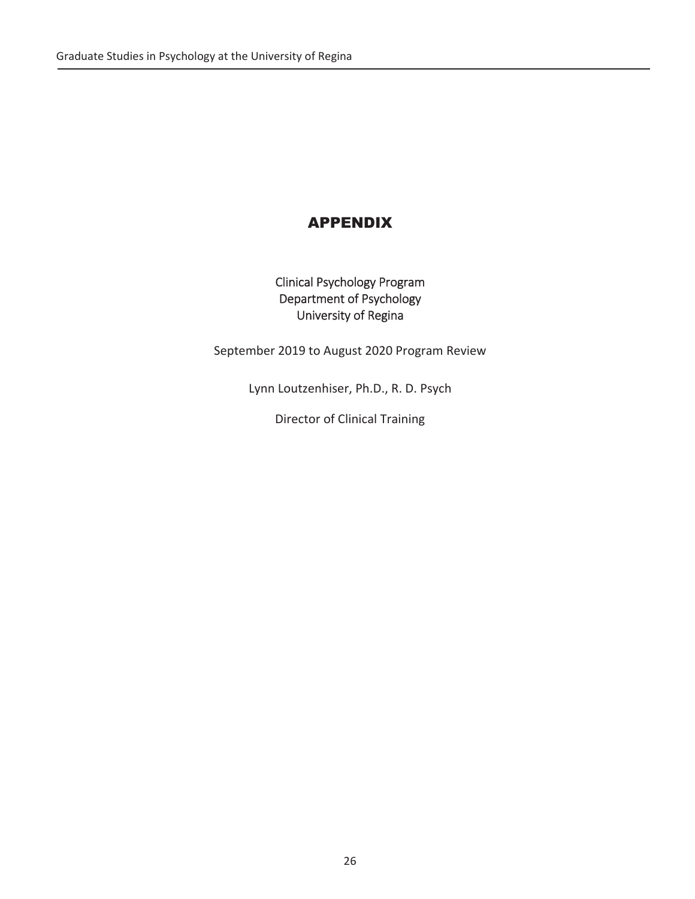# APPENDIX

Clinical Psychology Program
Department of Psychology
University of Regina

September 2019 to August 2020 Program Review

Lynn Loutzenhiser, Ph.D., R. D. Psych

Director of Clinical Training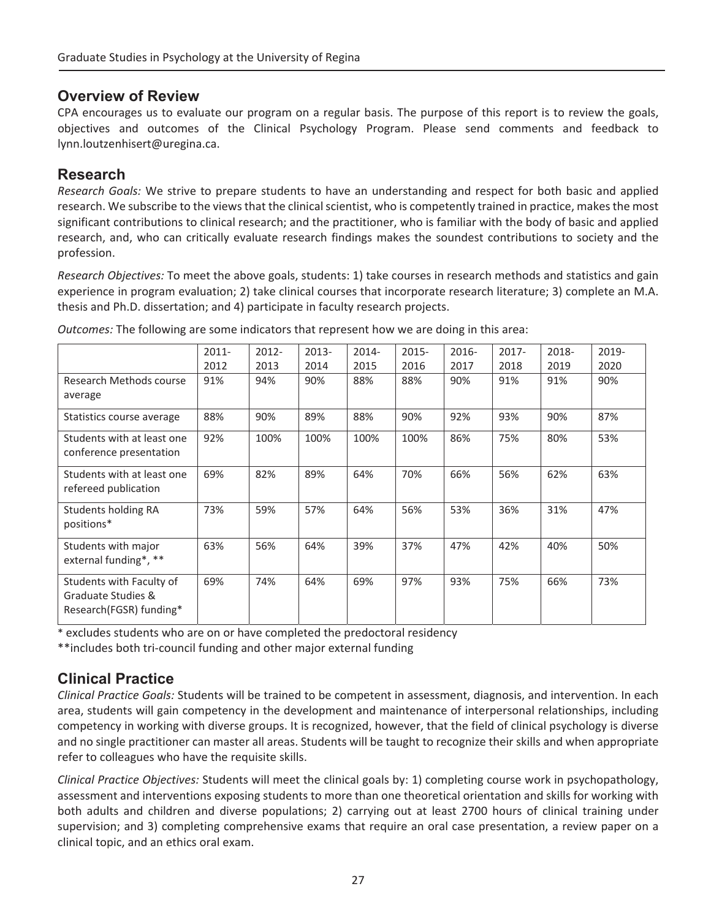## Overview of Review

CPA encourages us to evaluate our program on a regular basis. The purpose of this report is to review the goals, objectives and outcomes of the Clinical Psychology Program. Please send comments and feedback to lynn.loutzenhisert@uregina.ca.

## Research

*Research Goals:* We strive to prepare students to have an understanding and respect for both basic and applied research. We subscribe to the views that the clinical scientist, who is competently trained in practice, makes the most significant contributions to clinical research; and the practitioner, who is familiar with the body of basic and applied research, and, who can critically evaluate research findings makes the soundest contributions to society and the profession.

*Research Objectives:* To meet the above goals, students: 1) take courses in research methods and statistics and gain experience in program evaluation; 2) take clinical courses that incorporate research literature; 3) complete an M.A. thesis and Ph.D. dissertation; and 4) participate in faculty research projects.

*Outcomes:* The following are some indicators that represent how we are doing in this area:

| | 2011-2012 | 2012-2013 | 2013-2014 | 2014-2015 | 2015-2016 | 2016-2017 | 2017-2018 | 2018-2019 | 2019-2020 |
|---|---|---|---|---|---|---|---|---|---|
| Research Methods course average | 91% | 94% | 90% | 88% | 88% | 90% | 91% | 91% | 90% |
| Statistics course average | 88% | 90% | 89% | 88% | 90% | 92% | 93% | 90% | 87% |
| Students with at least one conference presentation | 92% | 100% | 100% | 100% | 100% | 86% | 75% | 80% | 53% |
| Students with at least one refereed publication | 69% | 82% | 89% | 64% | 70% | 66% | 56% | 62% | 63% |
| Students holding RA positions* | 73% | 59% | 57% | 64% | 56% | 53% | 36% | 31% | 47% |
| Students with major external funding*, ** | 63% | 56% | 64% | 39% | 37% | 47% | 42% | 40% | 50% |
| Students with Faculty of Graduate Studies & Research(FGSR) funding* | 69% | 74% | 64% | 69% | 97% | 93% | 75% | 66% | 73% |

\* excludes students who are on or have completed the predoctoral residency

\*\*includes both tri-council funding and other major external funding

## Clinical Practice

*Clinical Practice Goals:* Students will be trained to be competent in assessment, diagnosis, and intervention. In each area, students will gain competency in the development and maintenance of interpersonal relationships, including competency in working with diverse groups. It is recognized, however, that the field of clinical psychology is diverse and no single practitioner can master all areas. Students will be taught to recognize their skills and when appropriate refer to colleagues who have the requisite skills.

*Clinical Practice Objectives:* Students will meet the clinical goals by: 1) completing course work in psychopathology, assessment and interventions exposing students to more than one theoretical orientation and skills for working with both adults and children and diverse populations; 2) carrying out at least 2700 hours of clinical training under supervision; and 3) completing comprehensive exams that require an oral case presentation, a review paper on a clinical topic, and an ethics oral exam.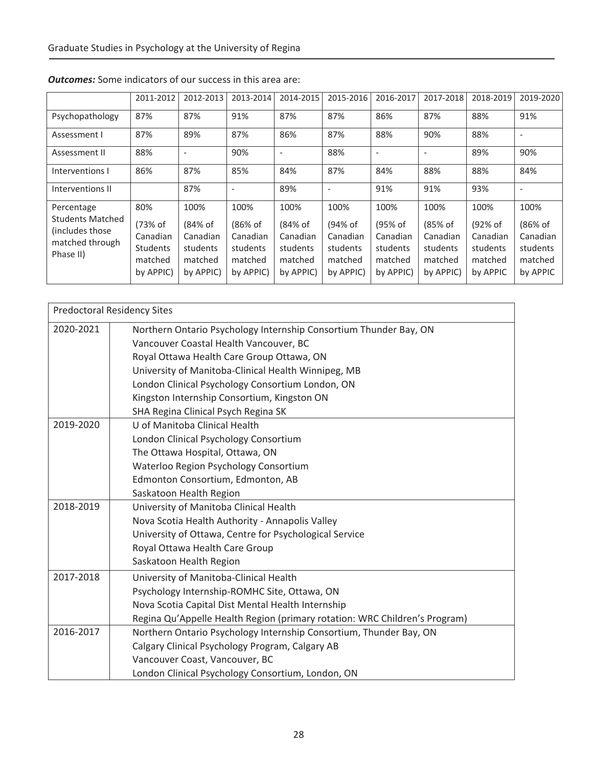***Outcomes:*** Some indicators of our success in this area are:

| | 2011-2012 | 2012-2013 | 2013-2014 | 2014-2015 | 2015-2016 | 2016-2017 | 2017-2018 | 2018-2019 | 2019-2020 |
|---|---|---|---|---|---|---|---|---|---|
| Psychopathology | 87% | 87% | 91% | 87% | 87% | 86% | 87% | 88% | 91% |
| Assessment I | 87% | 89% | 87% | 86% | 87% | 88% | 90% | 88% | - |
| Assessment II | 88% | - | 90% | - | 88% | - | - | 89% | 90% |
| Interventions I | 86% | 87% | 85% | 84% | 87% | 84% | 88% | 88% | 84% |
| Interventions II | | 87% | - | 89% | - | 91% | 91% | 93% | - |
| Percentage Students Matched (includes those matched through Phase II) | 80% (73% of Canadian Students matched by APPIC) | 100% (84% of Canadian students matched by APPIC) | 100% (86% of Canadian students matched by APPIC) | 100% (84% of Canadian students matched by APPIC) | 100% (94% of Canadian students matched by APPIC) | 100% (95% of Canadian students matched by APPIC) | 100% (85% of Canadian students matched by APPIC) | 100% (92% of Canadian students matched by APPIC | 100% (86% of Canadian students matched by APPIC |

| Predoctoral Residency Sites | |
|---|---|
| 2020-2021 | Northern Ontario Psychology Internship Consortium Thunder Bay, ON<br>Vancouver Coastal Health Vancouver, BC<br>Royal Ottawa Health Care Group Ottawa, ON<br>University of Manitoba-Clinical Health Winnipeg, MB<br>London Clinical Psychology Consortium London, ON<br>Kingston Internship Consortium, Kingston ON<br>SHA Regina Clinical Psych Regina SK |
| 2019-2020 | U of Manitoba Clinical Health<br>London Clinical Psychology Consortium<br>The Ottawa Hospital, Ottawa, ON<br>Waterloo Region Psychology Consortium<br>Edmonton Consortium, Edmonton, AB<br>Saskatoon Health Region |
| 2018-2019 | University of Manitoba Clinical Health<br>Nova Scotia Health Authority - Annapolis Valley<br>University of Ottawa, Centre for Psychological Service<br>Royal Ottawa Health Care Group<br>Saskatoon Health Region |
| 2017-2018 | University of Manitoba-Clinical Health<br>Psychology Internship-ROMHC Site, Ottawa, ON<br>Nova Scotia Capital Dist Mental Health Internship<br>Regina Qu'Appelle Health Region (primary rotation: WRC Children's Program) |
| 2016-2017 | Northern Ontario Psychology Internship Consortium, Thunder Bay, ON<br>Calgary Clinical Psychology Program, Calgary AB<br>Vancouver Coast, Vancouver, BC<br>London Clinical Psychology Consortium, London, ON |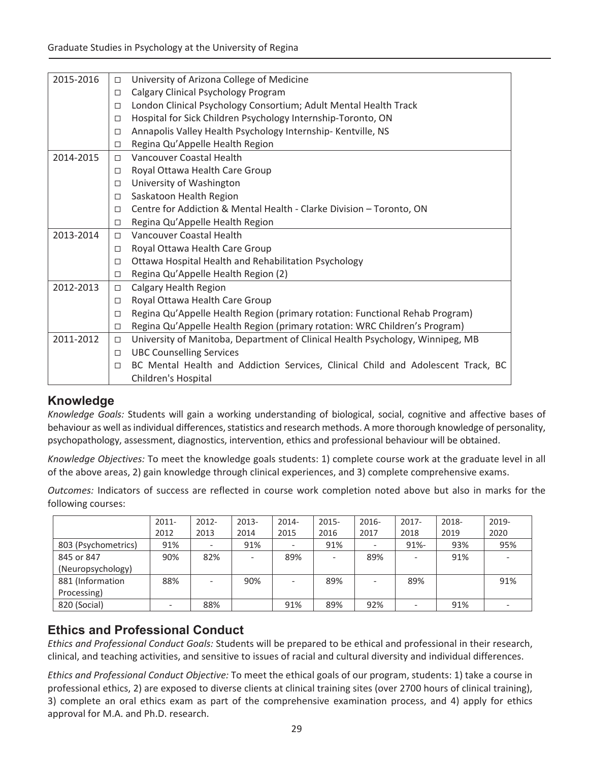| | |
|---|---|
| 2015-2016 | □ University of Arizona College of Medicine<br>□ Calgary Clinical Psychology Program<br>□ London Clinical Psychology Consortium; Adult Mental Health Track<br>□ Hospital for Sick Children Psychology Internship-Toronto, ON<br>□ Annapolis Valley Health Psychology Internship- Kentville, NS<br>□ Regina Qu'Appelle Health Region |
| 2014-2015 | □ Vancouver Coastal Health<br>□ Royal Ottawa Health Care Group<br>□ University of Washington<br>□ Saskatoon Health Region<br>□ Centre for Addiction & Mental Health - Clarke Division – Toronto, ON<br>□ Regina Qu'Appelle Health Region |
| 2013-2014 | □ Vancouver Coastal Health<br>□ Royal Ottawa Health Care Group<br>□ Ottawa Hospital Health and Rehabilitation Psychology<br>□ Regina Qu'Appelle Health Region (2) |
| 2012-2013 | □ Calgary Health Region<br>□ Royal Ottawa Health Care Group<br>□ Regina Qu'Appelle Health Region (primary rotation: Functional Rehab Program)<br>□ Regina Qu'Appelle Health Region (primary rotation: WRC Children's Program) |
| 2011-2012 | □ University of Manitoba, Department of Clinical Health Psychology, Winnipeg, MB<br>□ UBC Counselling Services<br>□ BC Mental Health and Addiction Services, Clinical Child and Adolescent Track, BC Children's Hospital |

## Knowledge

*Knowledge Goals:* Students will gain a working understanding of biological, social, cognitive and affective bases of behaviour as well as individual differences, statistics and research methods. A more thorough knowledge of personality, psychopathology, assessment, diagnostics, intervention, ethics and professional behaviour will be obtained.

*Knowledge Objectives:* To meet the knowledge goals students: 1) complete course work at the graduate level in all of the above areas, 2) gain knowledge through clinical experiences, and 3) complete comprehensive exams.

*Outcomes:* Indicators of success are reflected in course work completion noted above but also in marks for the following courses:

| | 2011-2012 | 2012-2013 | 2013-2014 | 2014-2015 | 2015-2016 | 2016-2017 | 2017-2018 | 2018-2019 | 2019-2020 |
|---|---|---|---|---|---|---|---|---|---|
| 803 (Psychometrics) | 91% | - | 91% | - | 91% | - | 91%- | 93% | 95% |
| 845 or 847 (Neuropsychology) | 90% | 82% | - | 89% | - | 89% | - | 91% | - |
| 881 (Information Processing) | 88% | - | 90% | - | 89% | - | 89% | | 91% |
| 820 (Social) | - | 88% | | 91% | 89% | 92% | - | 91% | - |

## Ethics and Professional Conduct

*Ethics and Professional Conduct Goals:* Students will be prepared to be ethical and professional in their research, clinical, and teaching activities, and sensitive to issues of racial and cultural diversity and individual differences.

*Ethics and Professional Conduct Objective:* To meet the ethical goals of our program, students: 1) take a course in professional ethics, 2) are exposed to diverse clients at clinical training sites (over 2700 hours of clinical training), 3) complete an oral ethics exam as part of the comprehensive examination process, and 4) apply for ethics approval for M.A. and Ph.D. research.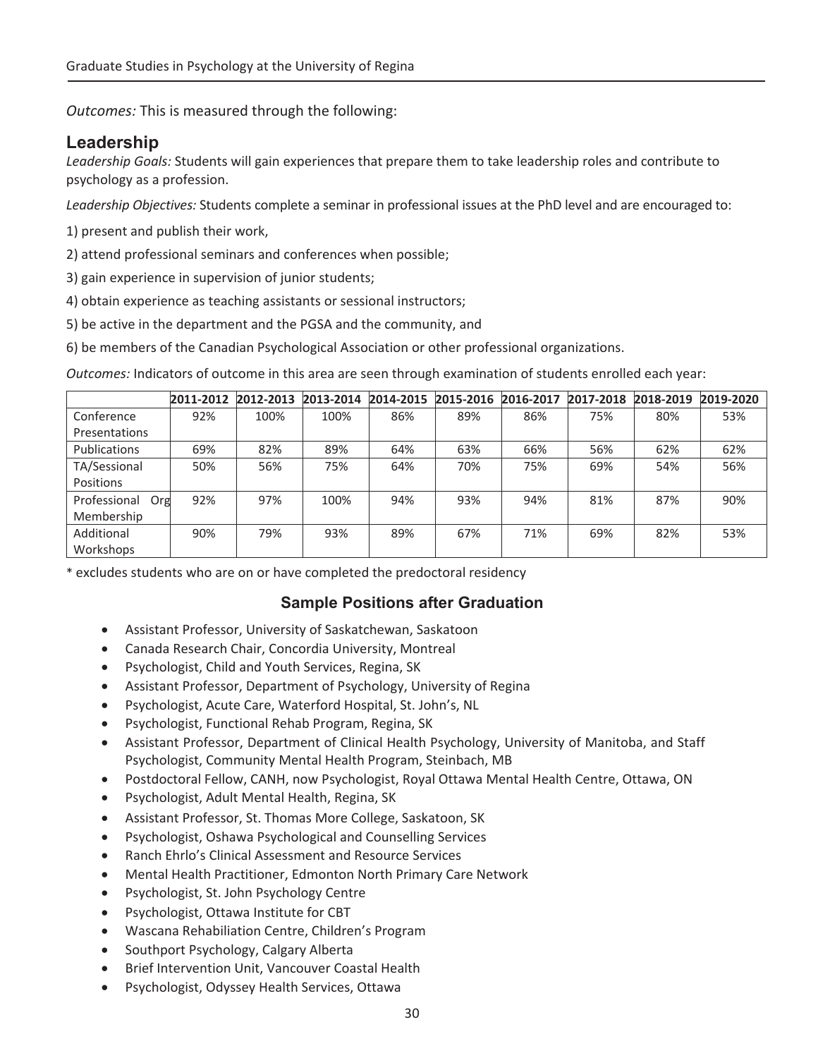*Outcomes:* This is measured through the following:

## Leadership

*Leadership Goals:* Students will gain experiences that prepare them to take leadership roles and contribute to psychology as a profession.

*Leadership Objectives:* Students complete a seminar in professional issues at the PhD level and are encouraged to:

1) present and publish their work,

2) attend professional seminars and conferences when possible;

3) gain experience in supervision of junior students;

4) obtain experience as teaching assistants or sessional instructors;

5) be active in the department and the PGSA and the community, and

6) be members of the Canadian Psychological Association or other professional organizations.

*Outcomes:* Indicators of outcome in this area are seen through examination of students enrolled each year:

| | 2011-2012 | 2012-2013 | 2013-2014 | 2014-2015 | 2015-2016 | 2016-2017 | 2017-2018 | 2018-2019 | 2019-2020 |
|---|---|---|---|---|---|---|---|---|---|
| Conference Presentations | 92% | 100% | 100% | 86% | 89% | 86% | 75% | 80% | 53% |
| Publications | 69% | 82% | 89% | 64% | 63% | 66% | 56% | 62% | 62% |
| TA/Sessional Positions | 50% | 56% | 75% | 64% | 70% | 75% | 69% | 54% | 56% |
| Professional Org Membership | 92% | 97% | 100% | 94% | 93% | 94% | 81% | 87% | 90% |
| Additional Workshops | 90% | 79% | 93% | 89% | 67% | 71% | 69% | 82% | 53% |

* excludes students who are on or have completed the predoctoral residency

### Sample Positions after Graduation

- Assistant Professor, University of Saskatchewan, Saskatoon
- Canada Research Chair, Concordia University, Montreal
- Psychologist, Child and Youth Services, Regina, SK
- Assistant Professor, Department of Psychology, University of Regina
- Psychologist, Acute Care, Waterford Hospital, St. John's, NL
- Psychologist, Functional Rehab Program, Regina, SK
- Assistant Professor, Department of Clinical Health Psychology, University of Manitoba, and Staff Psychologist, Community Mental Health Program, Steinbach, MB
- Postdoctoral Fellow, CANH, now Psychologist, Royal Ottawa Mental Health Centre, Ottawa, ON
- Psychologist, Adult Mental Health, Regina, SK
- Assistant Professor, St. Thomas More College, Saskatoon, SK
- Psychologist, Oshawa Psychological and Counselling Services
- Ranch Ehrlo's Clinical Assessment and Resource Services
- Mental Health Practitioner, Edmonton North Primary Care Network
- Psychologist, St. John Psychology Centre
- Psychologist, Ottawa Institute for CBT
- Wascana Rehabiliation Centre, Children's Program
- Southport Psychology, Calgary Alberta
- Brief Intervention Unit, Vancouver Coastal Health
- Psychologist, Odyssey Health Services, Ottawa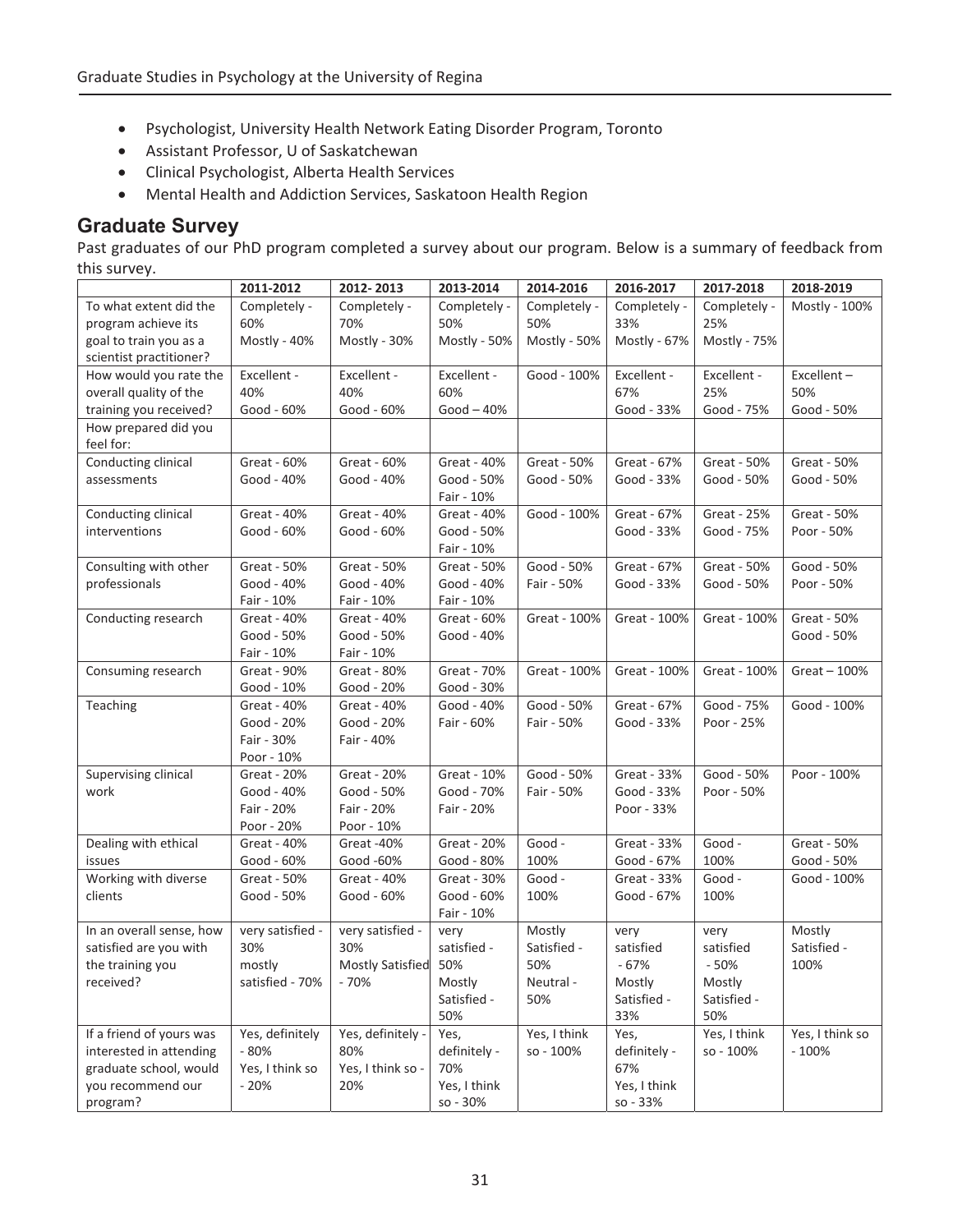- Psychologist, University Health Network Eating Disorder Program, Toronto
- Assistant Professor, U of Saskatchewan
- Clinical Psychologist, Alberta Health Services
- Mental Health and Addiction Services, Saskatoon Health Region

## Graduate Survey

Past graduates of our PhD program completed a survey about our program. Below is a summary of feedback from this survey.

| | 2011-2012 | 2012- 2013 | 2013-2014 | 2014-2016 | 2016-2017 | 2017-2018 | 2018-2019 |
|---|---|---|---|---|---|---|---|
| To what extent did the program achieve its goal to train you as a scientist practitioner? | Completely - 60% Mostly - 40% | Completely - 70% Mostly - 30% | Completely - 50% Mostly - 50% | Completely - 50% Mostly - 50% | Completely - 33% Mostly - 67% | Completely - 25% Mostly - 75% | Mostly - 100% |
| How would you rate the overall quality of the training you received? | Excellent - 40% Good - 60% | Excellent - 40% Good - 60% | Excellent - 60% Good – 40% | Good - 100% | Excellent - 67% Good - 33% | Excellent - 25% Good - 75% | Excellent – 50% Good - 50% |
| How prepared did you feel for: | | | | | | | |
| Conducting clinical assessments | Great - 60% Good - 40% | Great - 60% Good - 40% | Great - 40% Good - 50% Fair - 10% | Great - 50% Good - 50% | Great - 67% Good - 33% | Great - 50% Good - 50% | Great - 50% Good - 50% |
| Conducting clinical interventions | Great - 40% Good - 60% | Great - 40% Good - 60% | Great - 40% Good - 50% Fair - 10% | Good - 100% | Great - 67% Good - 33% | Great - 25% Good - 75% | Great - 50% Poor - 50% |
| Consulting with other professionals | Great - 50% Good - 40% Fair - 10% | Great - 50% Good - 40% Fair - 10% | Great - 50% Good - 40% Fair - 10% | Good - 50% Fair - 50% | Great - 67% Good - 33% | Great - 50% Good - 50% | Good - 50% Poor - 50% |
| Conducting research | Great - 40% Good - 50% Fair - 10% | Great - 40% Good - 50% Fair - 10% | Great - 60% Good - 40% | Great - 100% | Great - 100% | Great - 100% | Great - 50% Good - 50% |
| Consuming research | Great - 90% Good - 10% | Great - 80% Good - 20% | Great - 70% Good - 30% | Great - 100% | Great - 100% | Great - 100% | Great – 100% |
| Teaching | Great - 40% Good - 20% Fair - 30% Poor - 10% | Great - 40% Good - 20% Fair - 40% | Good - 40% Fair - 60% | Good - 50% Fair - 50% | Great - 67% Good - 33% | Good - 75% Poor - 25% | Good - 100% |
| Supervising clinical work | Great - 20% Good - 40% Fair - 20% Poor - 20% | Great - 20% Good - 50% Fair - 20% Poor - 10% | Great - 10% Good - 70% Fair - 20% | Good - 50% Fair - 50% | Great - 33% Good - 33% Poor - 33% | Good - 50% Poor - 50% | Poor - 100% |
| Dealing with ethical issues | Great - 40% Good - 60% | Great -40% Good -60% | Great - 20% Good - 80% | Good - 100% | Great - 33% Good - 67% | Good - 100% | Great - 50% Good - 50% |
| Working with diverse clients | Great - 50% Good - 50% | Great - 40% Good - 60% | Great - 30% Good - 60% Fair - 10% | Good - 100% | Great - 33% Good - 67% | Good - 100% | Good - 100% |
| In an overall sense, how satisfied are you with the training you received? | very satisfied - 30% mostly satisfied - 70% | very satisfied - 30% Mostly Satisfied - 70% | very satisfied - 50% Mostly Satisfied - 50% | Mostly Satisfied - 50% Neutral - 50% | very satisfied - 67% Mostly Satisfied - 33% | very satisfied - 50% Mostly Satisfied - 50% | Mostly Satisfied - 100% |
| If a friend of yours was interested in attending graduate school, would you recommend our program? | Yes, definitely - 80% Yes, I think so - 20% | Yes, definitely - 80% Yes, I think so - 20% | Yes, definitely - 70% Yes, I think so - 30% | Yes, I think so - 100% | Yes, definitely - 67% Yes, I think so - 33% | Yes, I think so - 100% | Yes, I think so - 100% |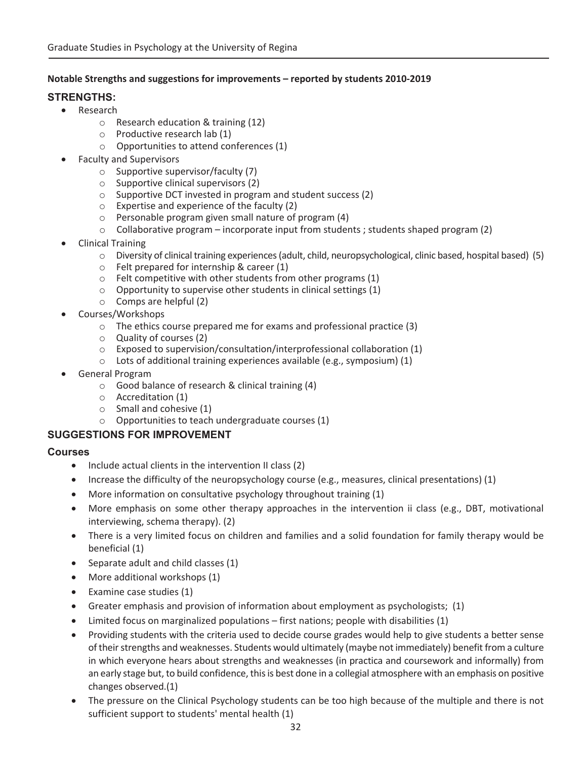**Notable Strengths and suggestions for improvements – reported by students 2010-2019**

## STRENGTHS:

- Research
  - Research education & training (12)
  - Productive research lab (1)
  - Opportunities to attend conferences (1)
- Faculty and Supervisors
  - Supportive supervisor/faculty (7)
  - Supportive clinical supervisors (2)
  - Supportive DCT invested in program and student success (2)
  - Expertise and experience of the faculty (2)
  - Personable program given small nature of program (4)
  - Collaborative program – incorporate input from students ; students shaped program (2)
- Clinical Training
  - Diversity of clinical training experiences (adult, child, neuropsychological, clinic based, hospital based) (5)
  - Felt prepared for internship & career (1)
  - Felt competitive with other students from other programs (1)
  - Opportunity to supervise other students in clinical settings (1)
  - Comps are helpful (2)
- Courses/Workshops
  - The ethics course prepared me for exams and professional practice (3)
  - Quality of courses (2)
  - Exposed to supervision/consultation/interprofessional collaboration (1)
  - Lots of additional training experiences available (e.g., symposium) (1)
- General Program
  - Good balance of research & clinical training (4)
  - Accreditation (1)
  - Small and cohesive (1)
  - Opportunities to teach undergraduate courses (1)

## SUGGESTIONS FOR IMPROVEMENT

### Courses

- Include actual clients in the intervention II class (2)
- Increase the difficulty of the neuropsychology course (e.g., measures, clinical presentations) (1)
- More information on consultative psychology throughout training (1)
- More emphasis on some other therapy approaches in the intervention ii class (e.g., DBT, motivational interviewing, schema therapy). (2)
- There is a very limited focus on children and families and a solid foundation for family therapy would be beneficial (1)
- Separate adult and child classes (1)
- More additional workshops (1)
- Examine case studies (1)
- Greater emphasis and provision of information about employment as psychologists; (1)
- Limited focus on marginalized populations – first nations; people with disabilities (1)
- Providing students with the criteria used to decide course grades would help to give students a better sense of their strengths and weaknesses. Students would ultimately (maybe not immediately) benefit from a culture in which everyone hears about strengths and weaknesses (in practica and coursework and informally) from an early stage but, to build confidence, this is best done in a collegial atmosphere with an emphasis on positive changes observed.(1)
- The pressure on the Clinical Psychology students can be too high because of the multiple and there is not sufficient support to students' mental health (1)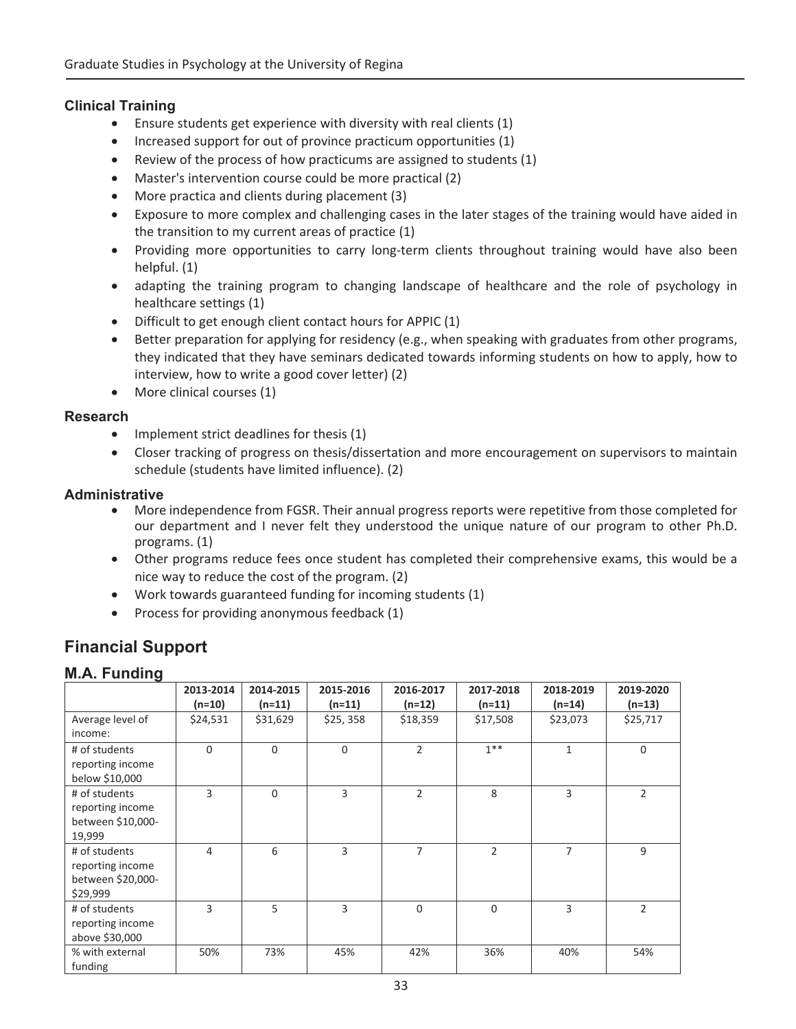### Clinical Training

- Ensure students get experience with diversity with real clients (1)
- Increased support for out of province practicum opportunities (1)
- Review of the process of how practicums are assigned to students (1)
- Master's intervention course could be more practical (2)
- More practica and clients during placement (3)
- Exposure to more complex and challenging cases in the later stages of the training would have aided in the transition to my current areas of practice (1)
- Providing more opportunities to carry long-term clients throughout training would have also been helpful. (1)
- adapting the training program to changing landscape of healthcare and the role of psychology in healthcare settings (1)
- Difficult to get enough client contact hours for APPIC (1)
- Better preparation for applying for residency (e.g., when speaking with graduates from other programs, they indicated that they have seminars dedicated towards informing students on how to apply, how to interview, how to write a good cover letter) (2)
- More clinical courses (1)

### Research

- Implement strict deadlines for thesis (1)
- Closer tracking of progress on thesis/dissertation and more encouragement on supervisors to maintain schedule (students have limited influence). (2)

### Administrative

- More independence from FGSR. Their annual progress reports were repetitive from those completed for our department and I never felt they understood the unique nature of our program to other Ph.D. programs. (1)
- Other programs reduce fees once student has completed their comprehensive exams, this would be a nice way to reduce the cost of the program. (2)
- Work towards guaranteed funding for incoming students (1)
- Process for providing anonymous feedback (1)

## Financial Support

### M.A. Funding

| | 2013-2014 (n=10) | 2014-2015 (n=11) | 2015-2016 (n=11) | 2016-2017 (n=12) | 2017-2018 (n=11) | 2018-2019 (n=14) | 2019-2020 (n=13) |
|---|---|---|---|---|---|---|---|
| Average level of income: | $24,531 | $31,629 | $25, 358 | $18,359 | $17,508 | $23,073 | $25,717 |
| # of students reporting income below $10,000 | 0 | 0 | 0 | 2 | 1** | 1 | 0 |
| # of students reporting income between $10,000-19,999 | 3 | 0 | 3 | 2 | 8 | 3 | 2 |
| # of students reporting income between $20,000-$29,999 | 4 | 6 | 3 | 7 | 2 | 7 | 9 |
| # of students reporting income above $30,000 | 3 | 5 | 3 | 0 | 0 | 3 | 2 |
| % with external funding | 50% | 73% | 45% | 42% | 36% | 40% | 54% |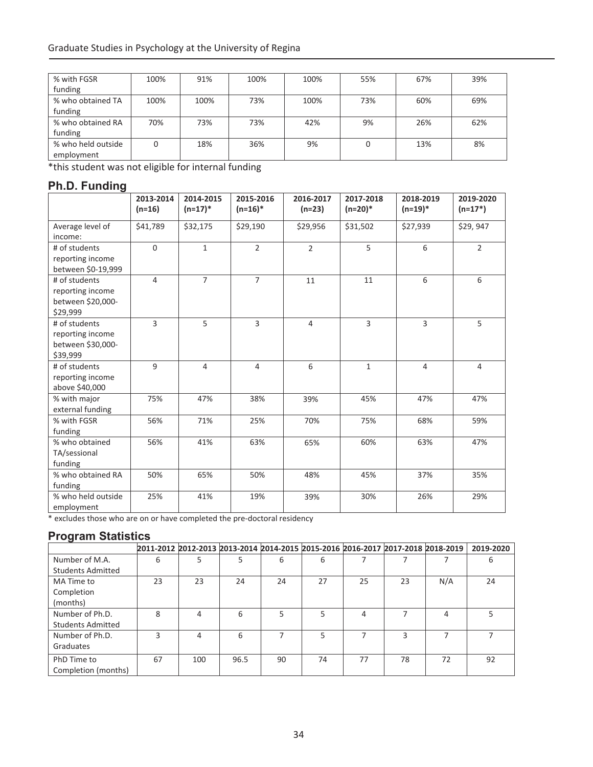| % with FGSR funding | 100% | 91% | 100% | 100% | 55% | 67% | 39% |
|---|---|---|---|---|---|---|---|
| % who obtained TA funding | 100% | 100% | 73% | 100% | 73% | 60% | 69% |
| % who obtained RA funding | 70% | 73% | 73% | 42% | 9% | 26% | 62% |
| % who held outside employment | 0 | 18% | 36% | 9% | 0 | 13% | 8% |

*this student was not eligible for internal funding

## Ph.D. Funding

| | 2013-2014 (n=16) | 2014-2015 (n=17)* | 2015-2016 (n=16)* | 2016-2017 (n=23) | 2017-2018 (n=20)* | 2018-2019 (n=19)* | 2019-2020 (n=17*) |
|---|---|---|---|---|---|---|---|
| Average level of income: | $41,789 | $32,175 | $29,190 | $29,956 | $31,502 | $27,939 | $29, 947 |
| # of students reporting income between $0-19,999 | 0 | 1 | 2 | 2 | 5 | 6 | 2 |
| # of students reporting income between $20,000-$29,999 | 4 | 7 | 7 | 11 | 11 | 6 | 6 |
| # of students reporting income between $30,000-$39,999 | 3 | 5 | 3 | 4 | 3 | 3 | 5 |
| # of students reporting income above $40,000 | 9 | 4 | 4 | 6 | 1 | 4 | 4 |
| % with major external funding | 75% | 47% | 38% | 39% | 45% | 47% | 47% |
| % with FGSR funding | 56% | 71% | 25% | 70% | 75% | 68% | 59% |
| % who obtained TA/sessional funding | 56% | 41% | 63% | 65% | 60% | 63% | 47% |
| % who obtained RA funding | 50% | 65% | 50% | 48% | 45% | 37% | 35% |
| % who held outside employment | 25% | 41% | 19% | 39% | 30% | 26% | 29% |

* excludes those who are on or have completed the pre-doctoral residency

## Program Statistics

| | 2011-2012 | 2012-2013 | 2013-2014 | 2014-2015 | 2015-2016 | 2016-2017 | 2017-2018 | 2018-2019 | 2019-2020 |
|---|---|---|---|---|---|---|---|---|---|
| Number of M.A. Students Admitted | 6 | 5 | 5 | 6 | 6 | 7 | 7 | 7 | 6 |
| MA Time to Completion (months) | 23 | 23 | 24 | 24 | 27 | 25 | 23 | N/A | 24 |
| Number of Ph.D. Students Admitted | 8 | 4 | 6 | 5 | 5 | 4 | 7 | 4 | 5 |
| Number of Ph.D. Graduates | 3 | 4 | 6 | 7 | 5 | 7 | 3 | 7 | 7 |
| PhD Time to Completion (months) | 67 | 100 | 96.5 | 90 | 74 | 77 | 78 | 72 | 92 |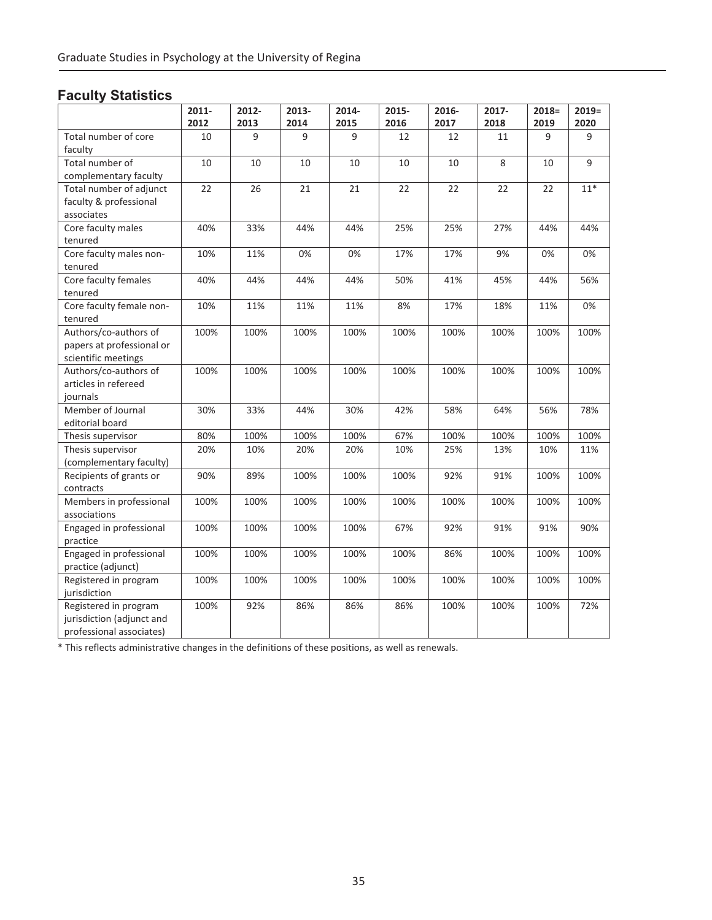## Faculty Statistics

| | 2011-2012 | 2012-2013 | 2013-2014 | 2014-2015 | 2015-2016 | 2016-2017 | 2017-2018 | 2018=2019 | 2019=2020 |
|---|---|---|---|---|---|---|---|---|---|
| Total number of core faculty | 10 | 9 | 9 | 9 | 12 | 12 | 11 | 9 | 9 |
| Total number of complementary faculty | 10 | 10 | 10 | 10 | 10 | 10 | 8 | 10 | 9 |
| Total number of adjunct faculty & professional associates | 22 | 26 | 21 | 21 | 22 | 22 | 22 | 22 | 11* |
| Core faculty males tenured | 40% | 33% | 44% | 44% | 25% | 25% | 27% | 44% | 44% |
| Core faculty males non-tenured | 10% | 11% | 0% | 0% | 17% | 17% | 9% | 0% | 0% |
| Core faculty females tenured | 40% | 44% | 44% | 44% | 50% | 41% | 45% | 44% | 56% |
| Core faculty female non-tenured | 10% | 11% | 11% | 11% | 8% | 17% | 18% | 11% | 0% |
| Authors/co-authors of papers at professional or scientific meetings | 100% | 100% | 100% | 100% | 100% | 100% | 100% | 100% | 100% |
| Authors/co-authors of articles in refereed journals | 100% | 100% | 100% | 100% | 100% | 100% | 100% | 100% | 100% |
| Member of Journal editorial board | 30% | 33% | 44% | 30% | 42% | 58% | 64% | 56% | 78% |
| Thesis supervisor | 80% | 100% | 100% | 100% | 67% | 100% | 100% | 100% | 100% |
| Thesis supervisor (complementary faculty) | 20% | 10% | 20% | 20% | 10% | 25% | 13% | 10% | 11% |
| Recipients of grants or contracts | 90% | 89% | 100% | 100% | 100% | 92% | 91% | 100% | 100% |
| Members in professional associations | 100% | 100% | 100% | 100% | 100% | 100% | 100% | 100% | 100% |
| Engaged in professional practice | 100% | 100% | 100% | 100% | 67% | 92% | 91% | 91% | 90% |
| Engaged in professional practice (adjunct) | 100% | 100% | 100% | 100% | 100% | 86% | 100% | 100% | 100% |
| Registered in program jurisdiction | 100% | 100% | 100% | 100% | 100% | 100% | 100% | 100% | 100% |
| Registered in program jurisdiction (adjunct and professional associates) | 100% | 92% | 86% | 86% | 86% | 100% | 100% | 100% | 72% |

* This reflects administrative changes in the definitions of these positions, as well as renewals.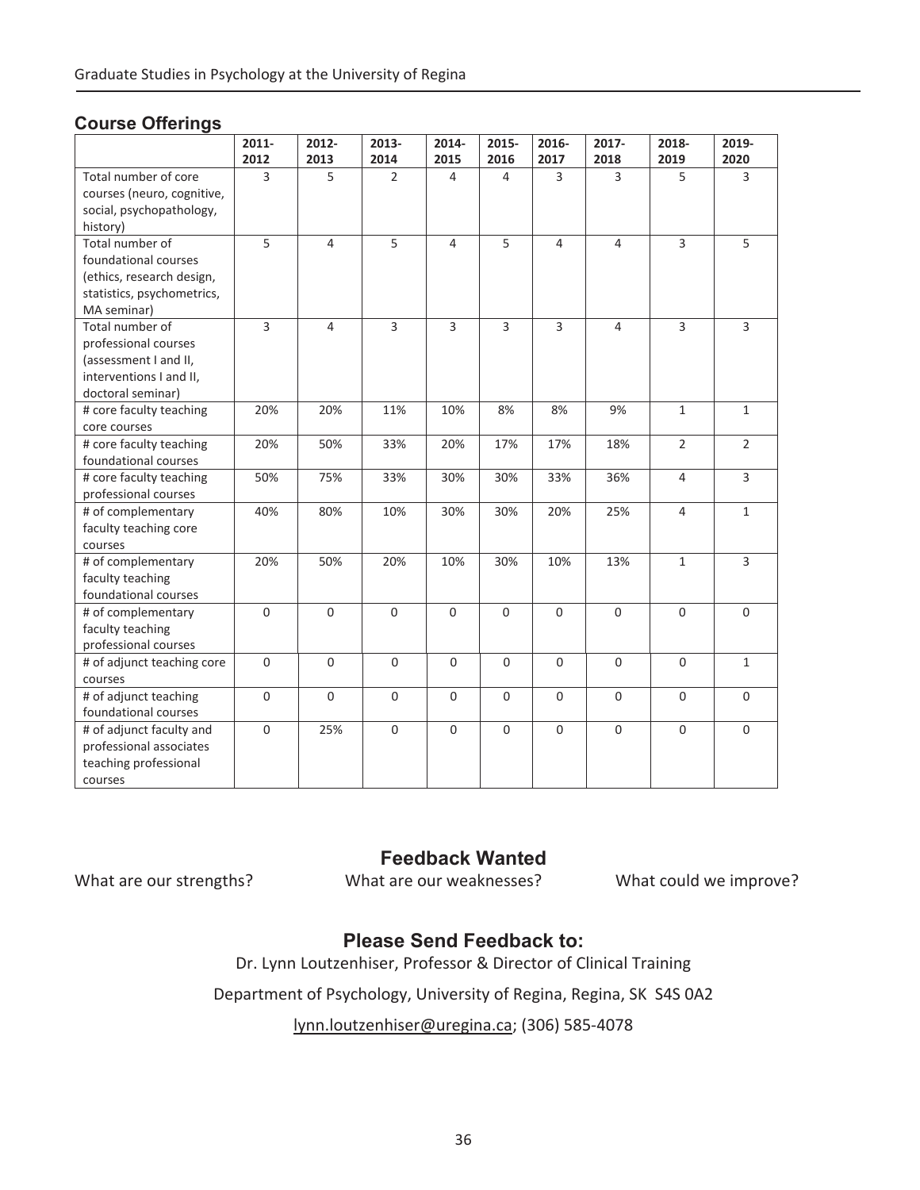## Course Offerings

| | 2011-2012 | 2012-2013 | 2013-2014 | 2014-2015 | 2015-2016 | 2016-2017 | 2017-2018 | 2018-2019 | 2019-2020 |
|---|---|---|---|---|---|---|---|---|---|
| Total number of core courses (neuro, cognitive, social, psychopathology, history) | 3 | 5 | 2 | 4 | 4 | 3 | 3 | 5 | 3 |
| Total number of foundational courses (ethics, research design, statistics, psychometrics, MA seminar) | 5 | 4 | 5 | 4 | 5 | 4 | 4 | 3 | 5 |
| Total number of professional courses (assessment I and II, interventions I and II, doctoral seminar) | 3 | 4 | 3 | 3 | 3 | 3 | 4 | 3 | 3 |
| # core faculty teaching core courses | 20% | 20% | 11% | 10% | 8% | 8% | 9% | 1 | 1 |
| # core faculty teaching foundational courses | 20% | 50% | 33% | 20% | 17% | 17% | 18% | 2 | 2 |
| # core faculty teaching professional courses | 50% | 75% | 33% | 30% | 30% | 33% | 36% | 4 | 3 |
| # of complementary faculty teaching core courses | 40% | 80% | 10% | 30% | 30% | 20% | 25% | 4 | 1 |
| # of complementary faculty teaching foundational courses | 20% | 50% | 20% | 10% | 30% | 10% | 13% | 1 | 3 |
| # of complementary faculty teaching professional courses | 0 | 0 | 0 | 0 | 0 | 0 | 0 | 0 | 0 |
| # of adjunct teaching core courses | 0 | 0 | 0 | 0 | 0 | 0 | 0 | 0 | 1 |
| # of adjunct teaching foundational courses | 0 | 0 | 0 | 0 | 0 | 0 | 0 | 0 | 0 |
| # of adjunct faculty and professional associates teaching professional courses | 0 | 25% | 0 | 0 | 0 | 0 | 0 | 0 | 0 |

## Feedback Wanted

What are our strengths? What are our weaknesses? What could we improve?

## Please Send Feedback to:

Dr. Lynn Loutzenhiser, Professor & Director of Clinical Training

Department of Psychology, University of Regina, Regina, SK S4S 0A2

lynn.loutzenhiser@uregina.ca; (306) 585-4078